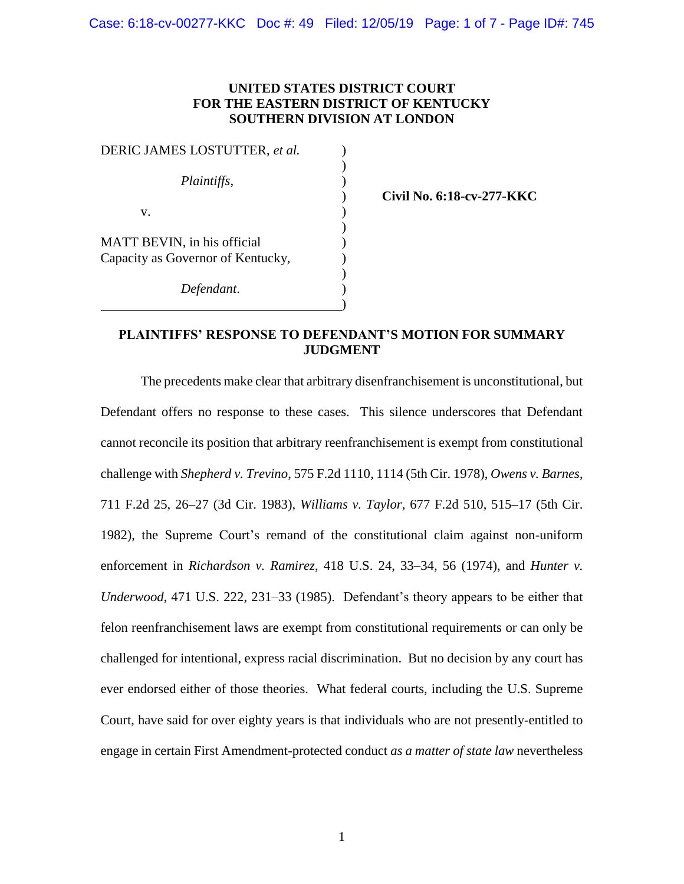**UNITED STATES DISTRICT COURT**
**FOR THE EASTERN DISTRICT OF KENTUCKY**
**SOUTHERN DIVISION AT LONDON**

DERIC JAMES LOSTUTTER, *et al.*

*Plaintiffs*,

v.

MATT BEVIN, in his official Capacity as Governor of Kentucky,

*Defendant*.

**Civil No. 6:18-cv-277-KKC**

**PLAINTIFFS' RESPONSE TO DEFENDANT'S MOTION FOR SUMMARY JUDGMENT**

The precedents make clear that arbitrary disenfranchisement is unconstitutional, but Defendant offers no response to these cases. This silence underscores that Defendant cannot reconcile its position that arbitrary reenfranchisement is exempt from constitutional challenge with *Shepherd v. Trevino*, 575 F.2d 1110, 1114 (5th Cir. 1978), *Owens v. Barnes*, 711 F.2d 25, 26–27 (3d Cir. 1983), *Williams v. Taylor*, 677 F.2d 510, 515–17 (5th Cir. 1982), the Supreme Court's remand of the constitutional claim against non-uniform enforcement in *Richardson v. Ramirez*, 418 U.S. 24, 33–34, 56 (1974), and *Hunter v. Underwood*, 471 U.S. 222, 231–33 (1985). Defendant's theory appears to be either that felon reenfranchisement laws are exempt from constitutional requirements or can only be challenged for intentional, express racial discrimination. But no decision by any court has ever endorsed either of those theories. What federal courts, including the U.S. Supreme Court, have said for over eighty years is that individuals who are not presently-entitled to engage in certain First Amendment-protected conduct *as a matter of state law* nevertheless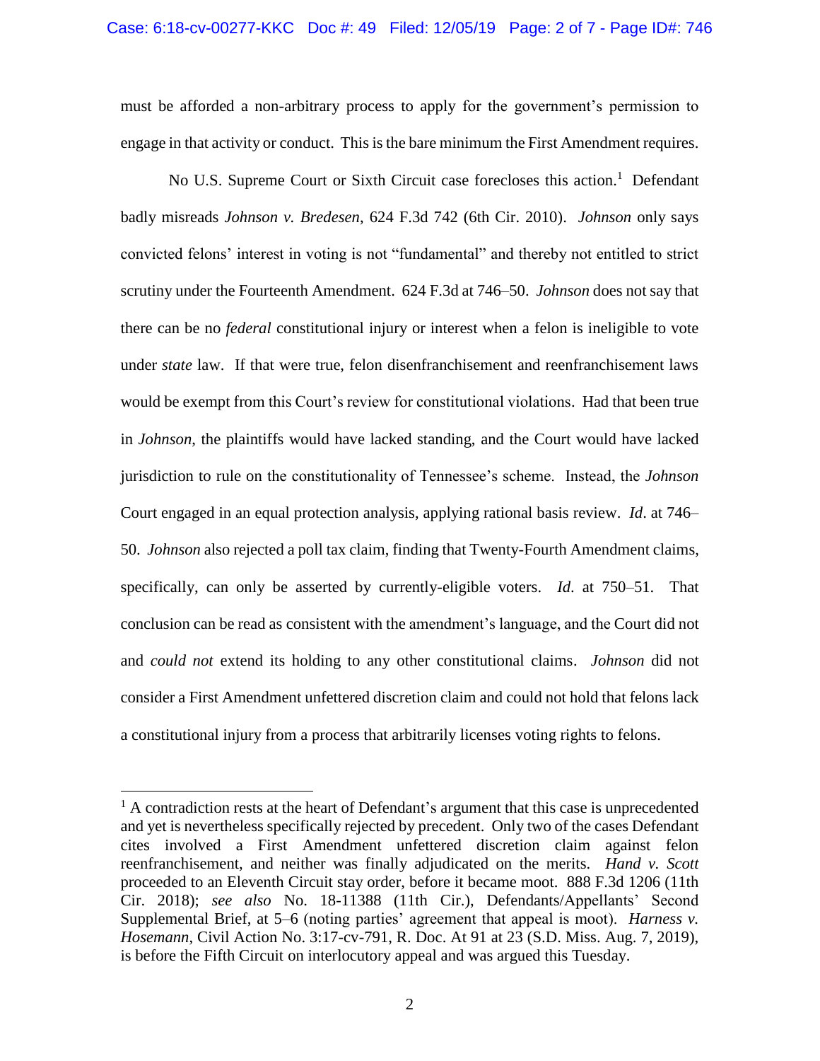must be afforded a non-arbitrary process to apply for the government's permission to engage in that activity or conduct. This is the bare minimum the First Amendment requires.

No U.S. Supreme Court or Sixth Circuit case forecloses this action.[1] Defendant badly misreads *Johnson v. Bredesen*, 624 F.3d 742 (6th Cir. 2010). *Johnson* only says convicted felons' interest in voting is not "fundamental" and thereby not entitled to strict scrutiny under the Fourteenth Amendment. 624 F.3d at 746–50. *Johnson* does not say that there can be no *federal* constitutional injury or interest when a felon is ineligible to vote under *state* law. If that were true, felon disenfranchisement and reenfranchisement laws would be exempt from this Court's review for constitutional violations. Had that been true in *Johnson*, the plaintiffs would have lacked standing, and the Court would have lacked jurisdiction to rule on the constitutionality of Tennessee's scheme. Instead, the *Johnson* Court engaged in an equal protection analysis, applying rational basis review. *Id*. at 746–50. *Johnson* also rejected a poll tax claim, finding that Twenty-Fourth Amendment claims, specifically, can only be asserted by currently-eligible voters. *Id*. at 750–51. That conclusion can be read as consistent with the amendment's language, and the Court did not and *could not* extend its holding to any other constitutional claims. *Johnson* did not consider a First Amendment unfettered discretion claim and could not hold that felons lack a constitutional injury from a process that arbitrarily licenses voting rights to felons.

[1] A contradiction rests at the heart of Defendant's argument that this case is unprecedented and yet is nevertheless specifically rejected by precedent. Only two of the cases Defendant cites involved a First Amendment unfettered discretion claim against felon reenfranchisement, and neither was finally adjudicated on the merits. *Hand v. Scott* proceeded to an Eleventh Circuit stay order, before it became moot. 888 F.3d 1206 (11th Cir. 2018); *see also* No. 18-11388 (11th Cir.), Defendants/Appellants' Second Supplemental Brief, at 5–6 (noting parties' agreement that appeal is moot). *Harness v. Hosemann*, Civil Action No. 3:17-cv-791, R. Doc. At 91 at 23 (S.D. Miss. Aug. 7, 2019), is before the Fifth Circuit on interlocutory appeal and was argued this Tuesday.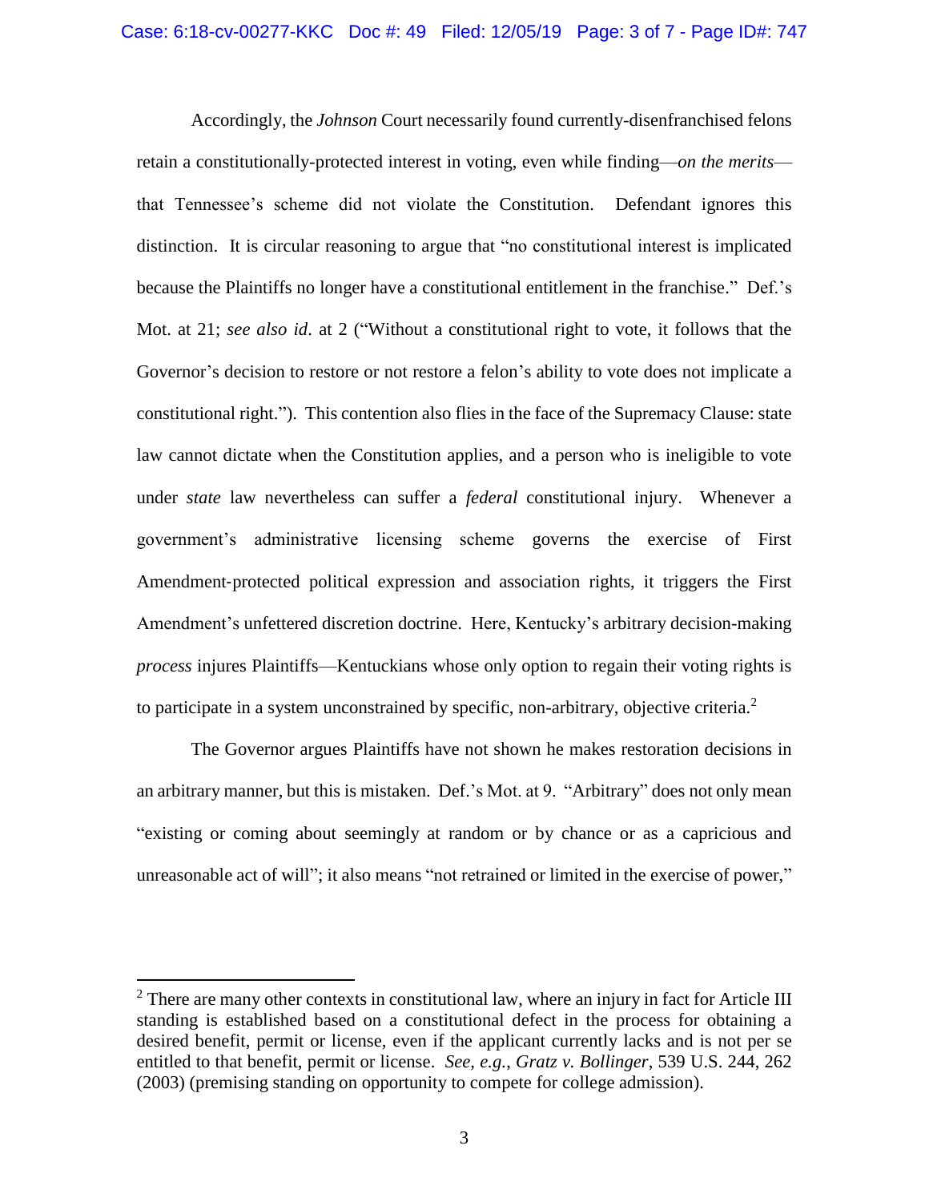Accordingly, the *Johnson* Court necessarily found currently-disenfranchised felons retain a constitutionally-protected interest in voting, even while finding—*on the merits*—that Tennessee's scheme did not violate the Constitution. Defendant ignores this distinction. It is circular reasoning to argue that "no constitutional interest is implicated because the Plaintiffs no longer have a constitutional entitlement in the franchise." Def.'s Mot. at 21; *see also id*. at 2 ("Without a constitutional right to vote, it follows that the Governor's decision to restore or not restore a felon's ability to vote does not implicate a constitutional right."). This contention also flies in the face of the Supremacy Clause: state law cannot dictate when the Constitution applies, and a person who is ineligible to vote under *state* law nevertheless can suffer a *federal* constitutional injury. Whenever a government's administrative licensing scheme governs the exercise of First Amendment-protected political expression and association rights, it triggers the First Amendment's unfettered discretion doctrine. Here, Kentucky's arbitrary decision-making *process* injures Plaintiffs—Kentuckians whose only option to regain their voting rights is to participate in a system unconstrained by specific, non-arbitrary, objective criteria.[2]

The Governor argues Plaintiffs have not shown he makes restoration decisions in an arbitrary manner, but this is mistaken. Def.'s Mot. at 9. "Arbitrary" does not only mean "existing or coming about seemingly at random or by chance or as a capricious and unreasonable act of will"; it also means "not retrained or limited in the exercise of power,"

[2] There are many other contexts in constitutional law, where an injury in fact for Article III standing is established based on a constitutional defect in the process for obtaining a desired benefit, permit or license, even if the applicant currently lacks and is not per se entitled to that benefit, permit or license. *See, e.g.*, *Gratz v. Bollinger*, 539 U.S. 244, 262 (2003) (premising standing on opportunity to compete for college admission).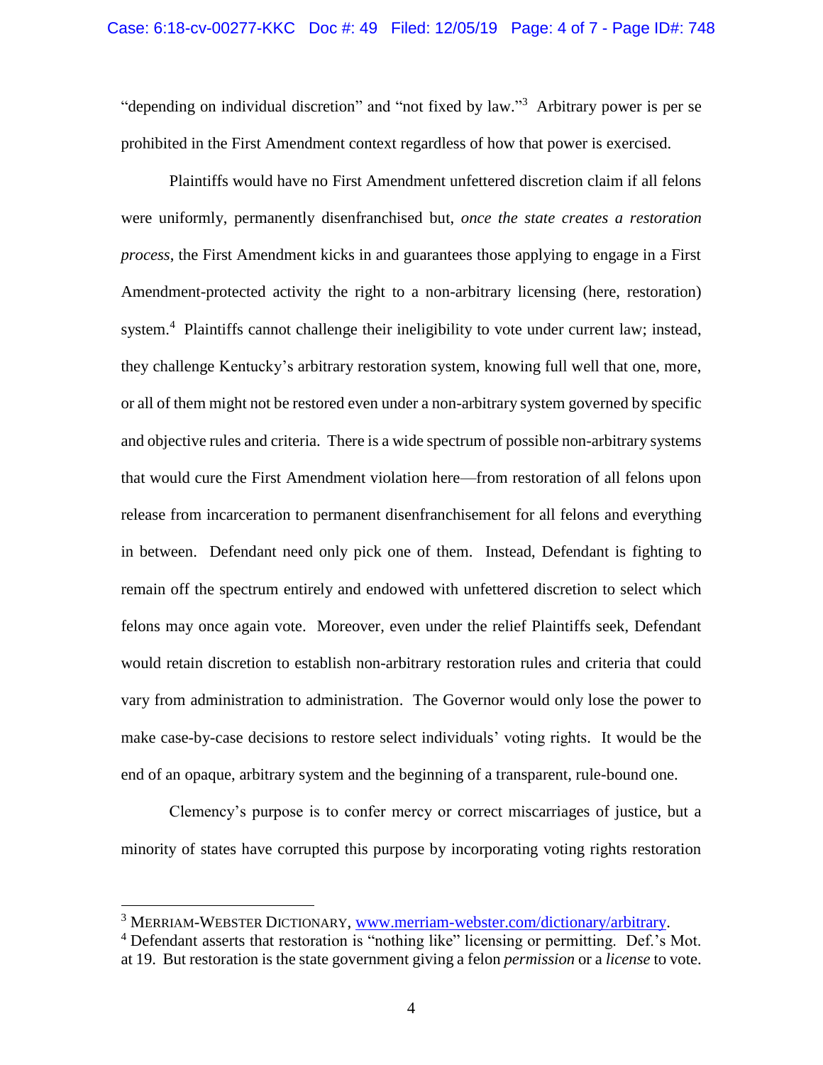"depending on individual discretion" and "not fixed by law."[3] Arbitrary power is per se prohibited in the First Amendment context regardless of how that power is exercised.

Plaintiffs would have no First Amendment unfettered discretion claim if all felons were uniformly, permanently disenfranchised but, *once the state creates a restoration process*, the First Amendment kicks in and guarantees those applying to engage in a First Amendment-protected activity the right to a non-arbitrary licensing (here, restoration) system.[4] Plaintiffs cannot challenge their ineligibility to vote under current law; instead, they challenge Kentucky's arbitrary restoration system, knowing full well that one, more, or all of them might not be restored even under a non-arbitrary system governed by specific and objective rules and criteria. There is a wide spectrum of possible non-arbitrary systems that would cure the First Amendment violation here—from restoration of all felons upon release from incarceration to permanent disenfranchisement for all felons and everything in between. Defendant need only pick one of them. Instead, Defendant is fighting to remain off the spectrum entirely and endowed with unfettered discretion to select which felons may once again vote. Moreover, even under the relief Plaintiffs seek, Defendant would retain discretion to establish non-arbitrary restoration rules and criteria that could vary from administration to administration. The Governor would only lose the power to make case-by-case decisions to restore select individuals' voting rights. It would be the end of an opaque, arbitrary system and the beginning of a transparent, rule-bound one.

Clemency's purpose is to confer mercy or correct miscarriages of justice, but a minority of states have corrupted this purpose by incorporating voting rights restoration

---

[3] MERRIAM-WEBSTER DICTIONARY, www.merriam-webster.com/dictionary/arbitrary.

[4] Defendant asserts that restoration is "nothing like" licensing or permitting. Def.'s Mot. at 19. But restoration is the state government giving a felon *permission* or a *license* to vote.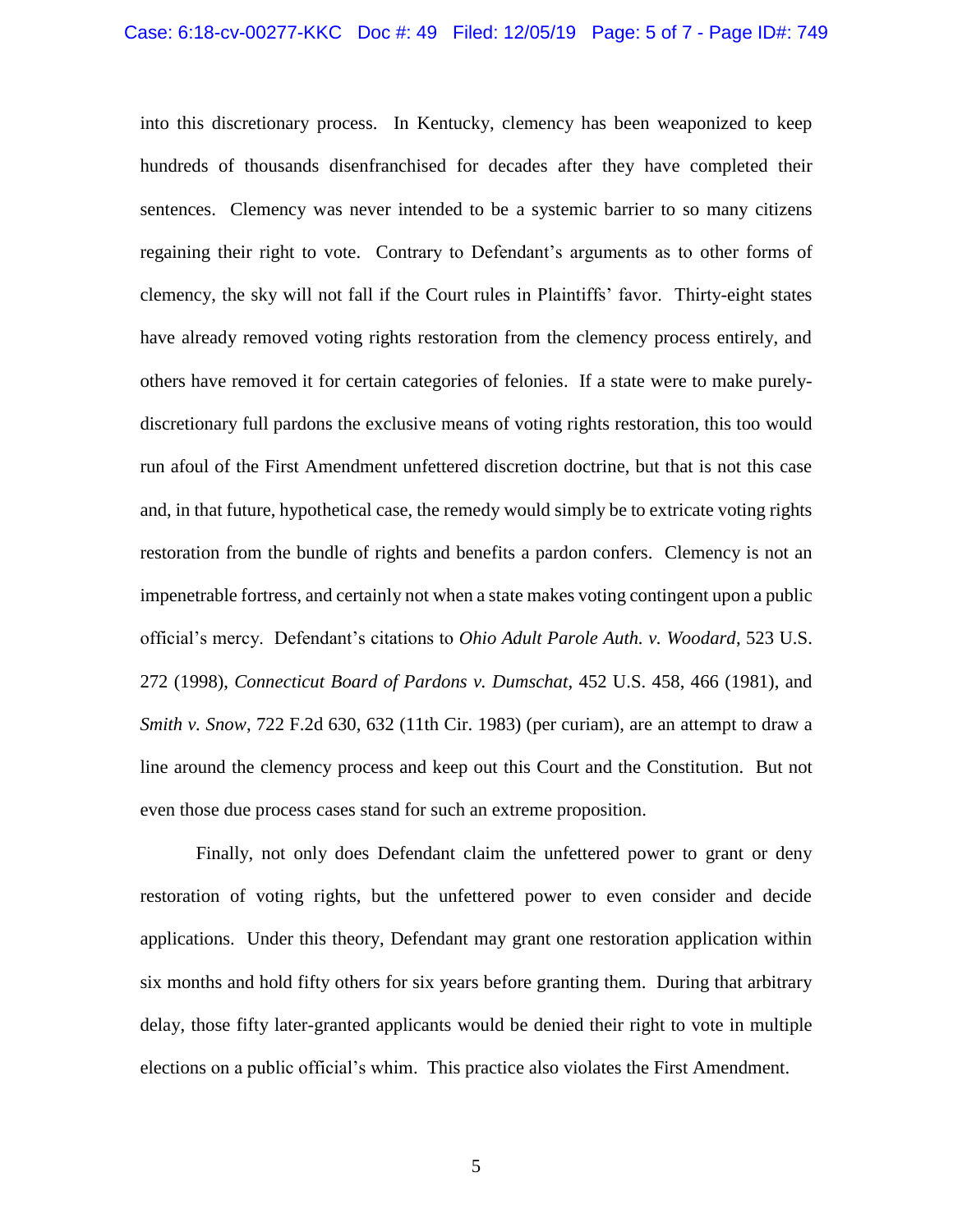into this discretionary process. In Kentucky, clemency has been weaponized to keep hundreds of thousands disenfranchised for decades after they have completed their sentences. Clemency was never intended to be a systemic barrier to so many citizens regaining their right to vote. Contrary to Defendant's arguments as to other forms of clemency, the sky will not fall if the Court rules in Plaintiffs' favor. Thirty-eight states have already removed voting rights restoration from the clemency process entirely, and others have removed it for certain categories of felonies. If a state were to make purely-discretionary full pardons the exclusive means of voting rights restoration, this too would run afoul of the First Amendment unfettered discretion doctrine, but that is not this case and, in that future, hypothetical case, the remedy would simply be to extricate voting rights restoration from the bundle of rights and benefits a pardon confers. Clemency is not an impenetrable fortress, and certainly not when a state makes voting contingent upon a public official's mercy. Defendant's citations to *Ohio Adult Parole Auth. v. Woodard*, 523 U.S. 272 (1998), *Connecticut Board of Pardons v. Dumschat*, 452 U.S. 458, 466 (1981), and *Smith v. Snow*, 722 F.2d 630, 632 (11th Cir. 1983) (per curiam), are an attempt to draw a line around the clemency process and keep out this Court and the Constitution. But not even those due process cases stand for such an extreme proposition.

Finally, not only does Defendant claim the unfettered power to grant or deny restoration of voting rights, but the unfettered power to even consider and decide applications. Under this theory, Defendant may grant one restoration application within six months and hold fifty others for six years before granting them. During that arbitrary delay, those fifty later-granted applicants would be denied their right to vote in multiple elections on a public official's whim. This practice also violates the First Amendment.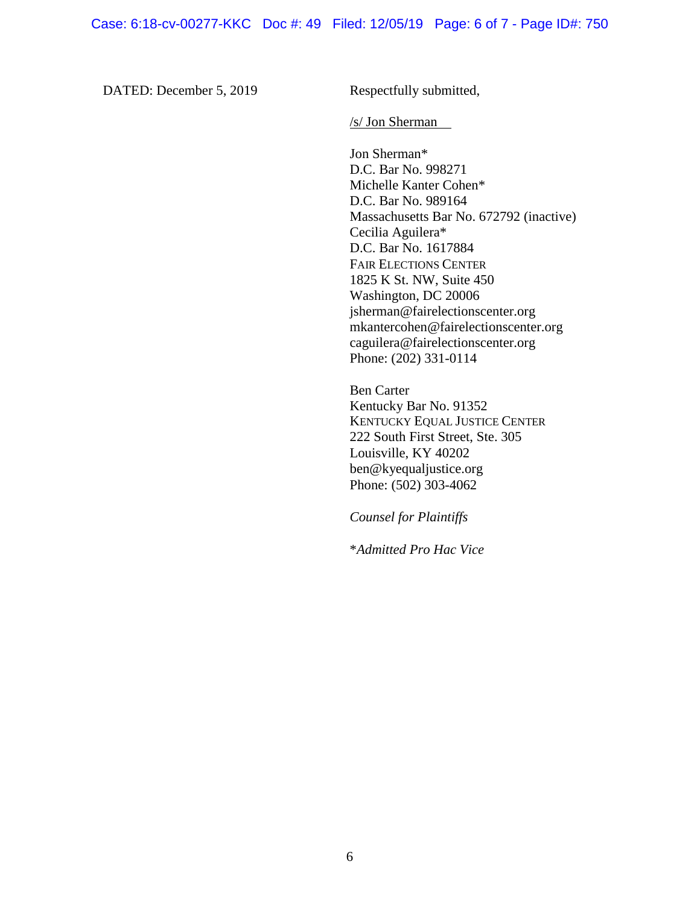DATED: December 5, 2019

Respectfully submitted,

/s/ Jon Sherman

Jon Sherman*
D.C. Bar No. 998271
Michelle Kanter Cohen*
D.C. Bar No. 989164
Massachusetts Bar No. 672792 (inactive)
Cecilia Aguilera*
D.C. Bar No. 1617884
FAIR ELECTIONS CENTER
1825 K St. NW, Suite 450
Washington, DC 20006
jsherman@fairelectionscenter.org
mkantercohen@fairelectionscenter.org
caguilera@fairelectionscenter.org
Phone: (202) 331-0114

Ben Carter
Kentucky Bar No. 91352
KENTUCKY EQUAL JUSTICE CENTER
222 South First Street, Ste. 305
Louisville, KY 40202
ben@kyequaljustice.org
Phone: (502) 303-4062

*Counsel for Plaintiffs*

**Admitted Pro Hac Vice*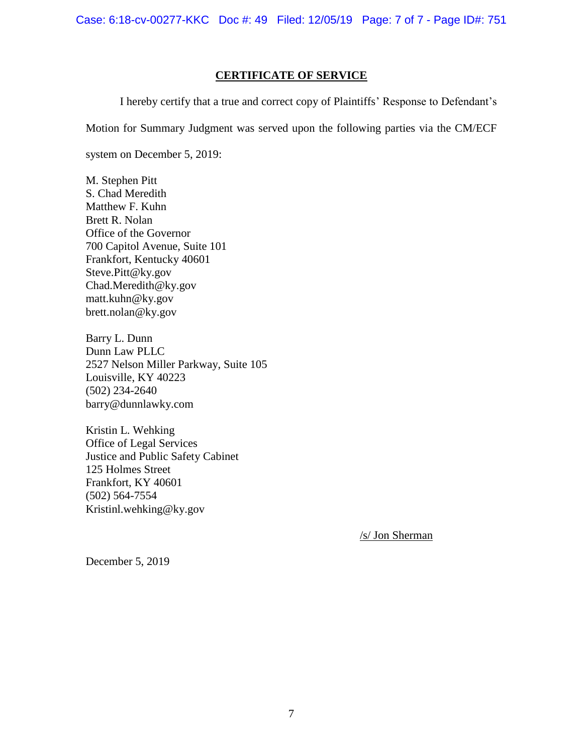**CERTIFICATE OF SERVICE**

I hereby certify that a true and correct copy of Plaintiffs' Response to Defendant's Motion for Summary Judgment was served upon the following parties via the CM/ECF system on December 5, 2019:

M. Stephen Pitt
S. Chad Meredith
Matthew F. Kuhn
Brett R. Nolan
Office of the Governor
700 Capitol Avenue, Suite 101
Frankfort, Kentucky 40601
Steve.Pitt@ky.gov
Chad.Meredith@ky.gov
matt.kuhn@ky.gov
brett.nolan@ky.gov

Barry L. Dunn
Dunn Law PLLC
2527 Nelson Miller Parkway, Suite 105
Louisville, KY 40223
(502) 234-2640
barry@dunnlawky.com

Kristin L. Wehking
Office of Legal Services
Justice and Public Safety Cabinet
125 Holmes Street
Frankfort, KY 40601
(502) 564-7554
Kristinl.wehking@ky.gov

/s/ Jon Sherman

December 5, 2019